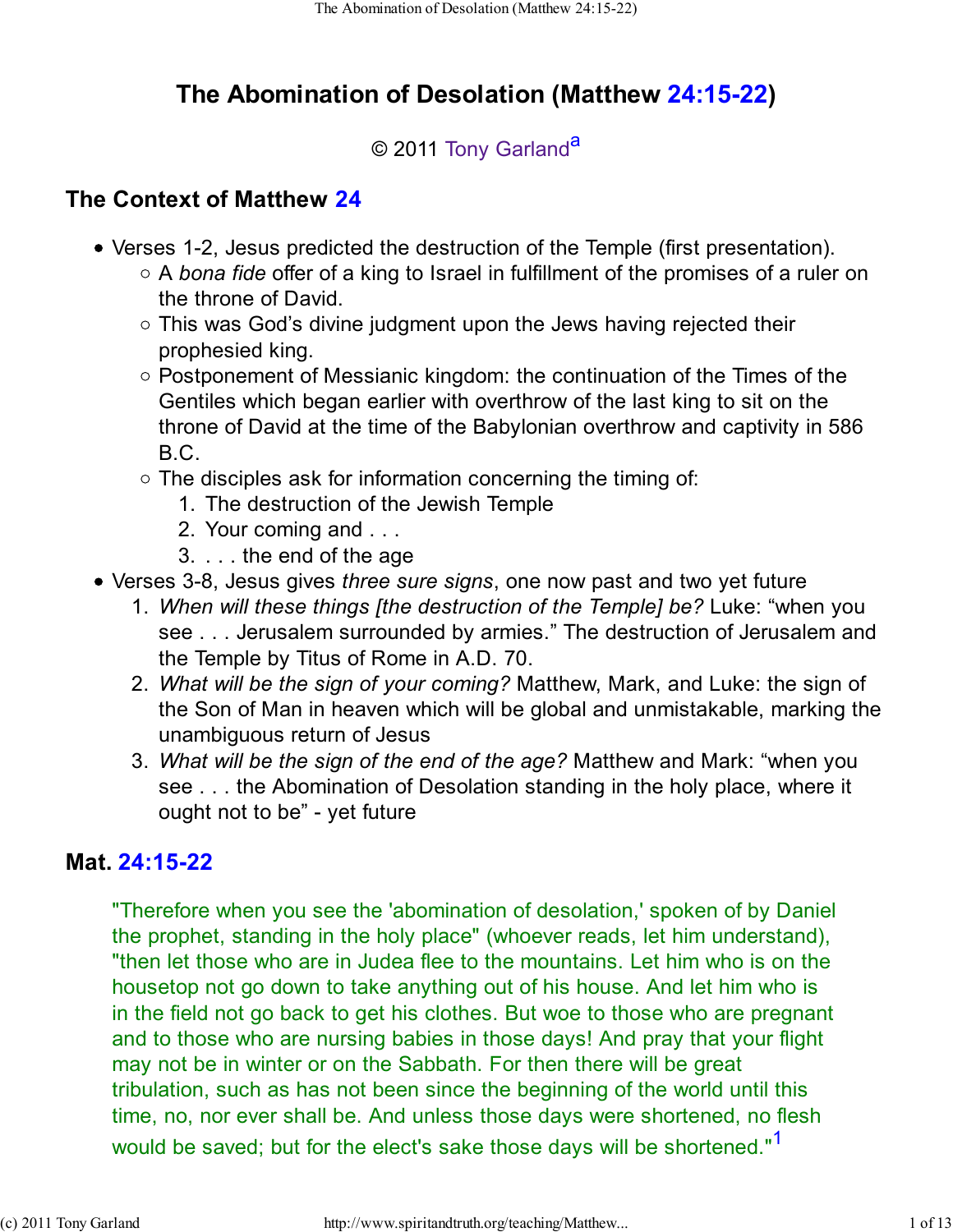# The Abomination of Desolation (Matthew 24:15-22)

© 2011 Tony Garland[a]

## The Context of Matthew 24

- Verses 1-2, Jesus predicted the destruction of the Temple (first presentation).
  - A *bona fide* offer of a king to Israel in fulfillment of the promises of a ruler on the throne of David.
  - This was God's divine judgment upon the Jews having rejected their prophesied king.
  - Postponement of Messianic kingdom: the continuation of the Times of the Gentiles which began earlier with overthrow of the last king to sit on the throne of David at the time of the Babylonian overthrow and captivity in 586 B.C.
  - The disciples ask for information concerning the timing of:
    1. The destruction of the Jewish Temple
    2. Your coming and . . .
    3. . . . the end of the age
- Verses 3-8, Jesus gives *three sure signs*, one now past and two yet future
  1. *When will these things [the destruction of the Temple] be?* Luke: "when you see . . . Jerusalem surrounded by armies." The destruction of Jerusalem and the Temple by Titus of Rome in A.D. 70.
  2. *What will be the sign of your coming?* Matthew, Mark, and Luke: the sign of the Son of Man in heaven which will be global and unmistakable, marking the unambiguous return of Jesus
  3. *What will be the sign of the end of the age?* Matthew and Mark: "when you see . . . the Abomination of Desolation standing in the holy place, where it ought not to be" - yet future

## Mat. 24:15-22

> "Therefore when you see the 'abomination of desolation,' spoken of by Daniel the prophet, standing in the holy place" (whoever reads, let him understand), "then let those who are in Judea flee to the mountains. Let him who is on the housetop not go down to take anything out of his house. And let him who is in the field not go back to get his clothes. But woe to those who are pregnant and to those who are nursing babies in those days! And pray that your flight may not be in winter or on the Sabbath. For then there will be great tribulation, such as has not been since the beginning of the world until this time, no, nor ever shall be. And unless those days were shortened, no flesh would be saved; but for the elect's sake those days will be shortened."[1]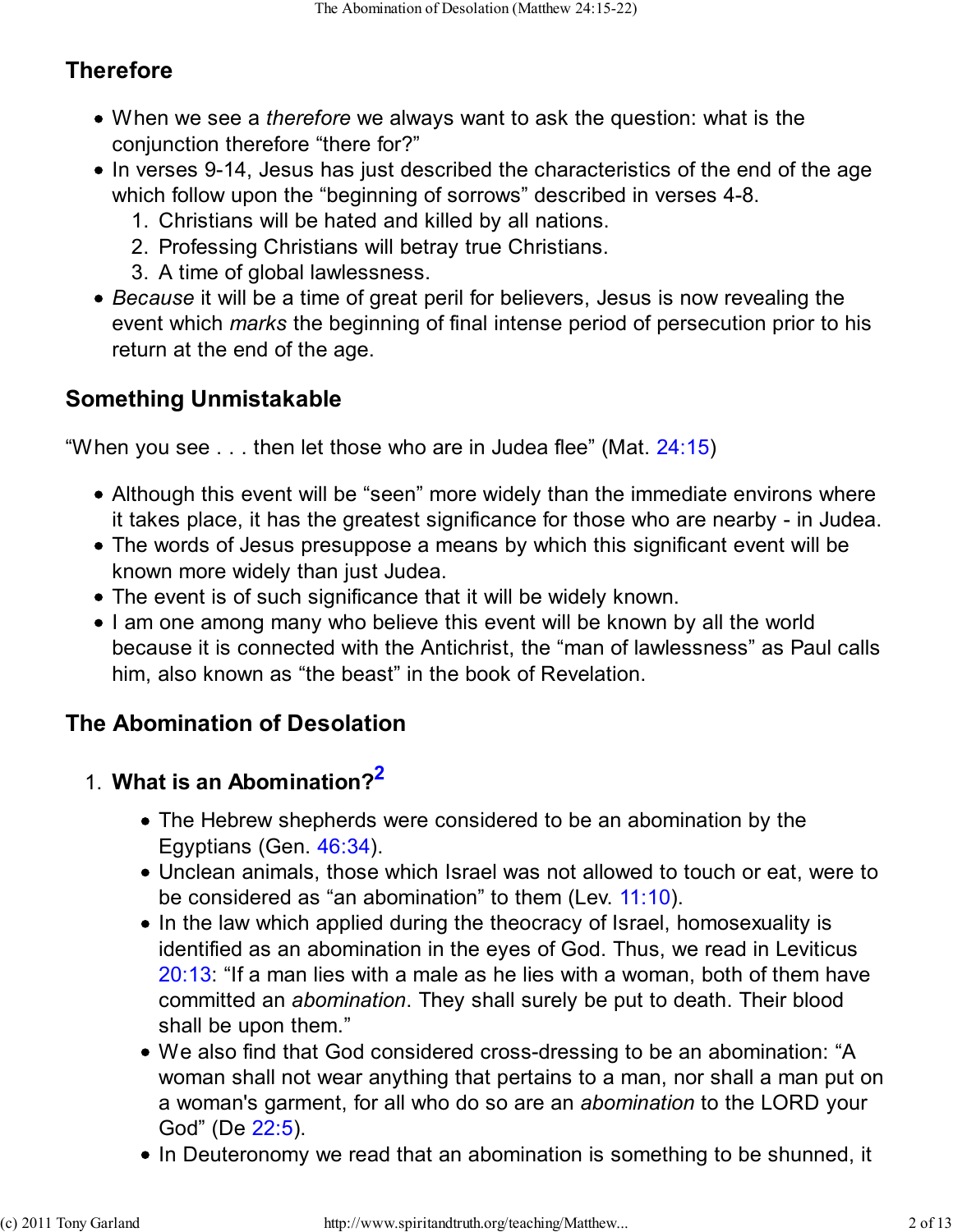## Therefore

- When we see a *therefore* we always want to ask the question: what is the conjunction therefore "there for?"
- In verses 9-14, Jesus has just described the characteristics of the end of the age which follow upon the "beginning of sorrows" described in verses 4-8.
  1. Christians will be hated and killed by all nations.
  2. Professing Christians will betray true Christians.
  3. A time of global lawlessness.
- *Because* it will be a time of great peril for believers, Jesus is now revealing the event which *marks* the beginning of final intense period of persecution prior to his return at the end of the age.

## Something Unmistakable

"When you see . . . then let those who are in Judea flee" (Mat. 24:15)

- Although this event will be "seen" more widely than the immediate environs where it takes place, it has the greatest significance for those who are nearby - in Judea.
- The words of Jesus presuppose a means by which this significant event will be known more widely than just Judea.
- The event is of such significance that it will be widely known.
- I am one among many who believe this event will be known by all the world because it is connected with the Antichrist, the "man of lawlessness" as Paul calls him, also known as "the beast" in the book of Revelation.

## The Abomination of Desolation

1. **What is an Abomination?**[2]
   - The Hebrew shepherds were considered to be an abomination by the Egyptians (Gen. 46:34).
   - Unclean animals, those which Israel was not allowed to touch or eat, were to be considered as "an abomination" to them (Lev. 11:10).
   - In the law which applied during the theocracy of Israel, homosexuality is identified as an abomination in the eyes of God. Thus, we read in Leviticus 20:13: "If a man lies with a male as he lies with a woman, both of them have committed an *abomination*. They shall surely be put to death. Their blood shall be upon them."
   - We also find that God considered cross-dressing to be an abomination: "A woman shall not wear anything that pertains to a man, nor shall a man put on a woman's garment, for all who do so are an *abomination* to the LORD your God" (De 22:5).
   - In Deuteronomy we read that an abomination is something to be shunned, it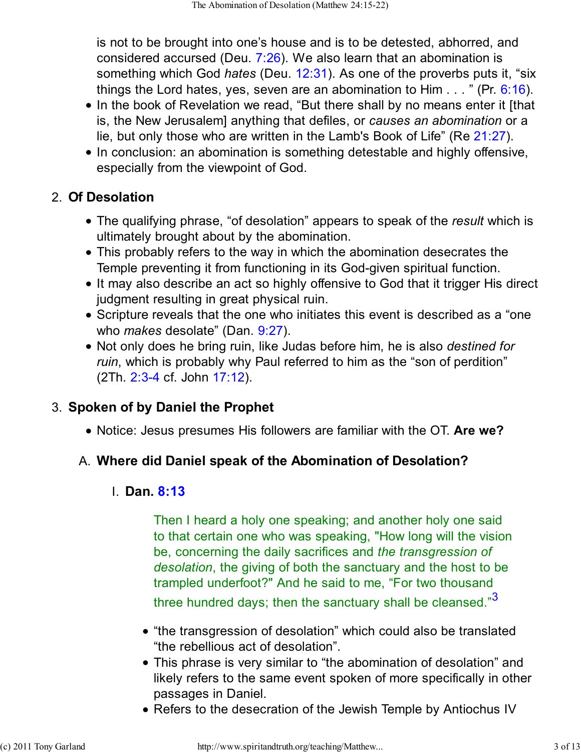is not to be brought into one's house and is to be detested, abhorred, and considered accursed (Deu. 7:26). We also learn that an abomination is something which God *hates* (Deu. 12:31). As one of the proverbs puts it, "six things the Lord hates, yes, seven are an abomination to Him . . . " (Pr. 6:16).

- In the book of Revelation we read, "But there shall by no means enter it [that is, the New Jerusalem] anything that defiles, or *causes an abomination* or a lie, but only those who are written in the Lamb's Book of Life" (Re 21:27).
- In conclusion: an abomination is something detestable and highly offensive, especially from the viewpoint of God.

2. **Of Desolation**

- The qualifying phrase, "of desolation" appears to speak of the *result* which is ultimately brought about by the abomination.
- This probably refers to the way in which the abomination desecrates the Temple preventing it from functioning in its God-given spiritual function.
- It may also describe an act so highly offensive to God that it trigger His direct judgment resulting in great physical ruin.
- Scripture reveals that the one who initiates this event is described as a "one who *makes* desolate" (Dan. 9:27).
- Not only does he bring ruin, like Judas before him, he is also *destined for ruin*, which is probably why Paul referred to him as the "son of perdition" (2Th. 2:3-4 cf. John 17:12).

3. **Spoken of by Daniel the Prophet**

- Notice: Jesus presumes His followers are familiar with the OT. **Are we?**

A. **Where did Daniel speak of the Abomination of Desolation?**

I. **Dan. 8:13**

> Then I heard a holy one speaking; and another holy one said to that certain one who was speaking, "How long will the vision be, concerning the daily sacrifices and *the transgression of desolation*, the giving of both the sanctuary and the host to be trampled underfoot?" And he said to me, "For two thousand three hundred days; then the sanctuary shall be cleansed."[3]

- "the transgression of desolation" which could also be translated "the rebellious act of desolation".
- This phrase is very similar to "the abomination of desolation" and likely refers to the same event spoken of more specifically in other passages in Daniel.
- Refers to the desecration of the Jewish Temple by Antiochus IV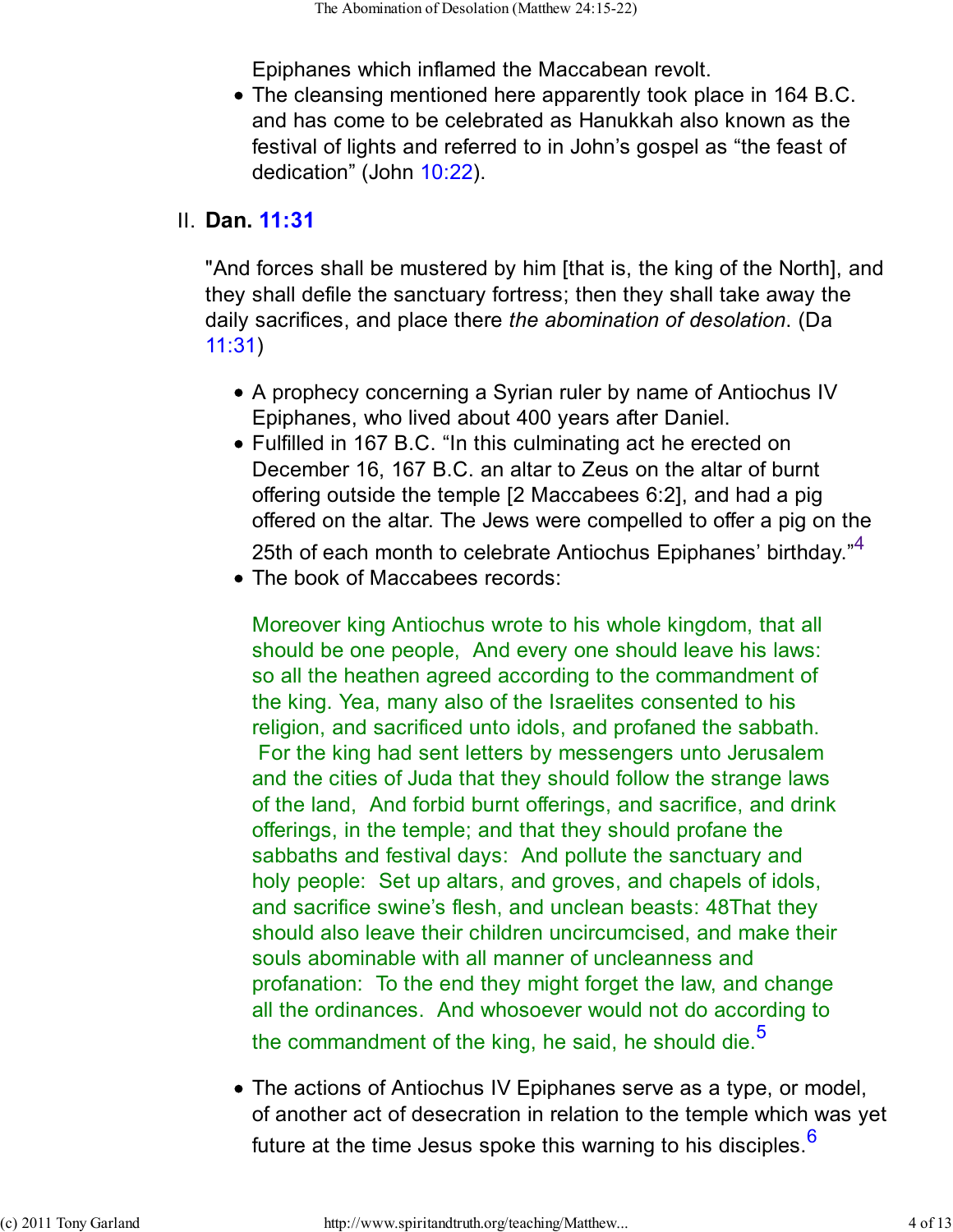Epiphanes which inflamed the Maccabean revolt.

- The cleansing mentioned here apparently took place in 164 B.C. and has come to be celebrated as Hanukkah also known as the festival of lights and referred to in John's gospel as "the feast of dedication" (John 10:22).

## II. **Dan. 11:31**

"And forces shall be mustered by him [that is, the king of the North], and they shall defile the sanctuary fortress; then they shall take away the daily sacrifices, and place there *the abomination of desolation*. (Da 11:31)

- A prophecy concerning a Syrian ruler by name of Antiochus IV Epiphanes, who lived about 400 years after Daniel.
- Fulfilled in 167 B.C. "In this culminating act he erected on December 16, 167 B.C. an altar to Zeus on the altar of burnt offering outside the temple [2 Maccabees 6:2], and had a pig offered on the altar. The Jews were compelled to offer a pig on the 25th of each month to celebrate Antiochus Epiphanes' birthday."[4]
- The book of Maccabees records:

  Moreover king Antiochus wrote to his whole kingdom, that all should be one people, And every one should leave his laws: so all the heathen agreed according to the commandment of the king. Yea, many also of the Israelites consented to his religion, and sacrificed unto idols, and profaned the sabbath. For the king had sent letters by messengers unto Jerusalem and the cities of Juda that they should follow the strange laws of the land, And forbid burnt offerings, and sacrifice, and drink offerings, in the temple; and that they should profane the sabbaths and festival days: And pollute the sanctuary and holy people: Set up altars, and groves, and chapels of idols, and sacrifice swine's flesh, and unclean beasts: 48That they should also leave their children uncircumcised, and make their souls abominable with all manner of uncleanness and profanation: To the end they might forget the law, and change all the ordinances. And whosoever would not do according to the commandment of the king, he said, he should die.[5]

- The actions of Antiochus IV Epiphanes serve as a type, or model, of another act of desecration in relation to the temple which was yet future at the time Jesus spoke this warning to his disciples.[6]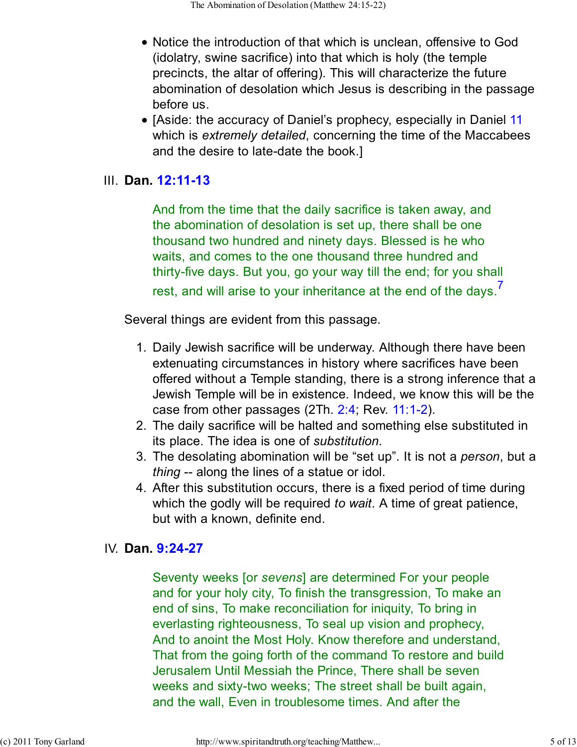- Notice the introduction of that which is unclean, offensive to God (idolatry, swine sacrifice) into that which is holy (the temple precincts, the altar of offering). This will characterize the future abomination of desolation which Jesus is describing in the passage before us.
- [Aside: the accuracy of Daniel's prophecy, especially in Daniel 11 which is *extremely detailed*, concerning the time of the Maccabees and the desire to late-date the book.]

## III. Dan. 12:11-13

> And from the time that the daily sacrifice is taken away, and the abomination of desolation is set up, there shall be one thousand two hundred and ninety days. Blessed is he who waits, and comes to the one thousand three hundred and thirty-five days. But you, go your way till the end; for you shall rest, and will arise to your inheritance at the end of the days.[7]

Several things are evident from this passage.

1. Daily Jewish sacrifice will be underway. Although there have been extenuating circumstances in history where sacrifices have been offered without a Temple standing, there is a strong inference that a Jewish Temple will be in existence. Indeed, we know this will be the case from other passages (2Th. 2:4; Rev. 11:1-2).
2. The daily sacrifice will be halted and something else substituted in its place. The idea is one of *substitution*.
3. The desolating abomination will be "set up". It is not a *person*, but a *thing* -- along the lines of a statue or idol.
4. After this substitution occurs, there is a fixed period of time during which the godly will be required *to wait*. A time of great patience, but with a known, definite end.

## IV. Dan. 9:24-27

> Seventy weeks [or *sevens*] are determined For your people and for your holy city, To finish the transgression, To make an end of sins, To make reconciliation for iniquity, To bring in everlasting righteousness, To seal up vision and prophecy, And to anoint the Most Holy. Know therefore and understand, That from the going forth of the command To restore and build Jerusalem Until Messiah the Prince, There shall be seven weeks and sixty-two weeks; The street shall be built again, and the wall, Even in troublesome times. And after the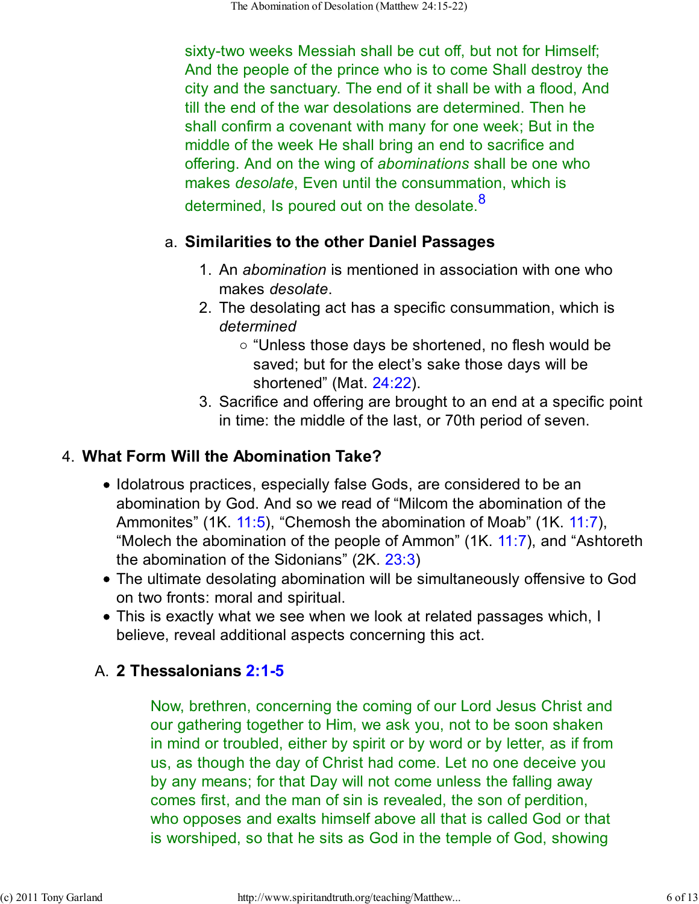sixty-two weeks Messiah shall be cut off, but not for Himself; And the people of the prince who is to come Shall destroy the city and the sanctuary. The end of it shall be with a flood, And till the end of the war desolations are determined. Then he shall confirm a covenant with many for one week; But in the middle of the week He shall bring an end to sacrifice and offering. And on the wing of *abominations* shall be one who makes *desolate*, Even until the consummation, which is determined, Is poured out on the desolate.[8]

a. **Similarities to the other Daniel Passages**

1. An *abomination* is mentioned in association with one who makes *desolate*.
2. The desolating act has a specific consummation, which is *determined*
   - “Unless those days be shortened, no flesh would be saved; but for the elect’s sake those days will be shortened” (Mat. 24:22).
3. Sacrifice and offering are brought to an end at a specific point in time: the middle of the last, or 70th period of seven.

## 4. What Form Will the Abomination Take?

- Idolatrous practices, especially false Gods, are considered to be an abomination by God. And so we read of “Milcom the abomination of the Ammonites” (1K. 11:5), “Chemosh the abomination of Moab” (1K. 11:7), “Molech the abomination of the people of Ammon” (1K. 11:7), and “Ashtoreth the abomination of the Sidonians” (2K. 23:3)
- The ultimate desolating abomination will be simultaneously offensive to God on two fronts: moral and spiritual.
- This is exactly what we see when we look at related passages which, I believe, reveal additional aspects concerning this act.

### A. 2 Thessalonians 2:1-5

Now, brethren, concerning the coming of our Lord Jesus Christ and our gathering together to Him, we ask you, not to be soon shaken in mind or troubled, either by spirit or by word or by letter, as if from us, as though the day of Christ had come. Let no one deceive you by any means; for that Day will not come unless the falling away comes first, and the man of sin is revealed, the son of perdition, who opposes and exalts himself above all that is called God or that is worshiped, so that he sits as God in the temple of God, showing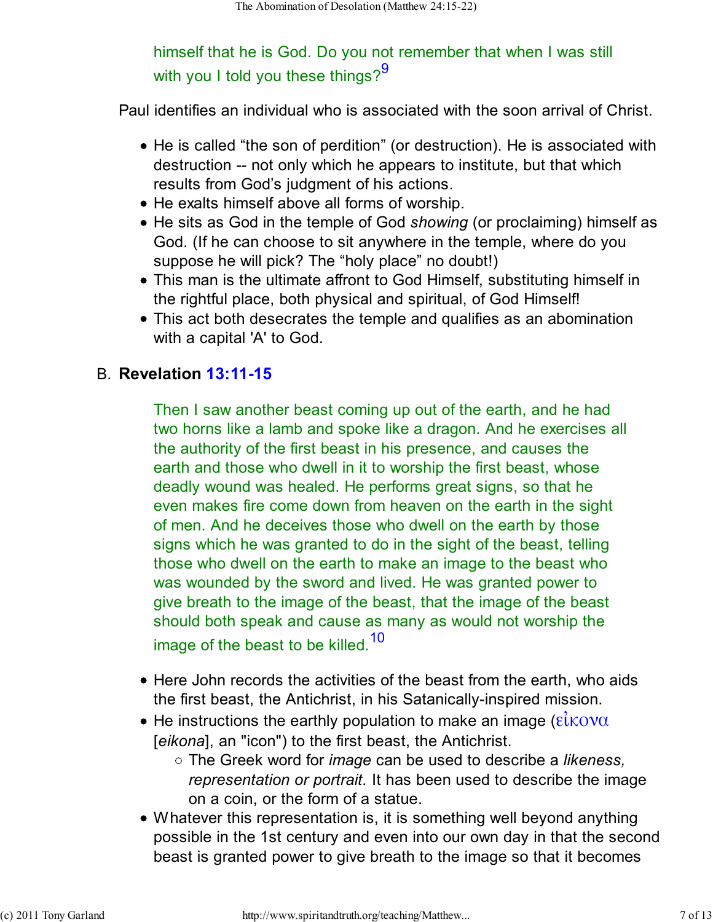> himself that he is God. Do you not remember that when I was still with you I told you these things?[9]

Paul identifies an individual who is associated with the soon arrival of Christ.

- He is called “the son of perdition” (or destruction). He is associated with destruction -- not only which he appears to institute, but that which results from God’s judgment of his actions.
- He exalts himself above all forms of worship.
- He sits as God in the temple of God *showing* (or proclaiming) himself as God. (If he can choose to sit anywhere in the temple, where do you suppose he will pick? The “holy place” no doubt!)
- This man is the ultimate affront to God Himself, substituting himself in the rightful place, both physical and spiritual, of God Himself!
- This act both desecrates the temple and qualifies as an abomination with a capital 'A' to God.

## B. Revelation 13:11-15

> Then I saw another beast coming up out of the earth, and he had two horns like a lamb and spoke like a dragon. And he exercises all the authority of the first beast in his presence, and causes the earth and those who dwell in it to worship the first beast, whose deadly wound was healed. He performs great signs, so that he even makes fire come down from heaven on the earth in the sight of men. And he deceives those who dwell on the earth by those signs which he was granted to do in the sight of the beast, telling those who dwell on the earth to make an image to the beast who was wounded by the sword and lived. He was granted power to give breath to the image of the beast, that the image of the beast should both speak and cause as many as would not worship the image of the beast to be killed.[10]

- Here John records the activities of the beast from the earth, who aids the first beast, the Antichrist, in his Satanically-inspired mission.
- He instructions the earthly population to make an image (εἰκονα [*eikona*], an "icon") to the first beast, the Antichrist.
  - The Greek word for *image* can be used to describe a *likeness, representation or portrait.* It has been used to describe the image on a coin, or the form of a statue.
- Whatever this representation is, it is something well beyond anything possible in the 1st century and even into our own day in that the second beast is granted power to give breath to the image so that it becomes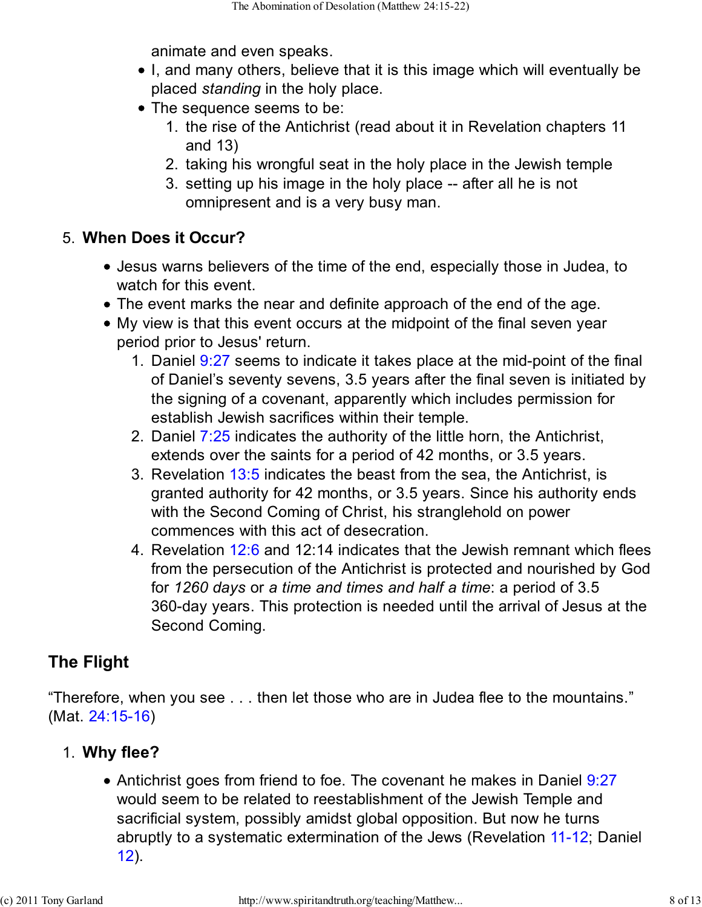animate and even speaks.

- I, and many others, believe that it is this image which will eventually be placed *standing* in the holy place.
- The sequence seems to be:
    1. the rise of the Antichrist (read about it in Revelation chapters 11 and 13)
    2. taking his wrongful seat in the holy place in the Jewish temple
    3. setting up his image in the holy place -- after all he is not omnipresent and is a very busy man.

5. **When Does it Occur?**
    - Jesus warns believers of the time of the end, especially those in Judea, to watch for this event.
    - The event marks the near and definite approach of the end of the age.
    - My view is that this event occurs at the midpoint of the final seven year period prior to Jesus' return.
        1. Daniel 9:27 seems to indicate it takes place at the mid-point of the final of Daniel's seventy sevens, 3.5 years after the final seven is initiated by the signing of a covenant, apparently which includes permission for establish Jewish sacrifices within their temple.
        2. Daniel 7:25 indicates the authority of the little horn, the Antichrist, extends over the saints for a period of 42 months, or 3.5 years.
        3. Revelation 13:5 indicates the beast from the sea, the Antichrist, is granted authority for 42 months, or 3.5 years. Since his authority ends with the Second Coming of Christ, his stranglehold on power commences with this act of desecration.
        4. Revelation 12:6 and 12:14 indicates that the Jewish remnant which flees from the persecution of the Antichrist is protected and nourished by God for *1260 days* or *a time and times and half a time*: a period of 3.5 360-day years. This protection is needed until the arrival of Jesus at the Second Coming.

## The Flight

"Therefore, when you see . . . then let those who are in Judea flee to the mountains." (Mat. 24:15-16)

1. **Why flee?**
    - Antichrist goes from friend to foe. The covenant he makes in Daniel 9:27 would seem to be related to reestablishment of the Jewish Temple and sacrificial system, possibly amidst global opposition. But now he turns abruptly to a systematic extermination of the Jews (Revelation 11-12; Daniel 12).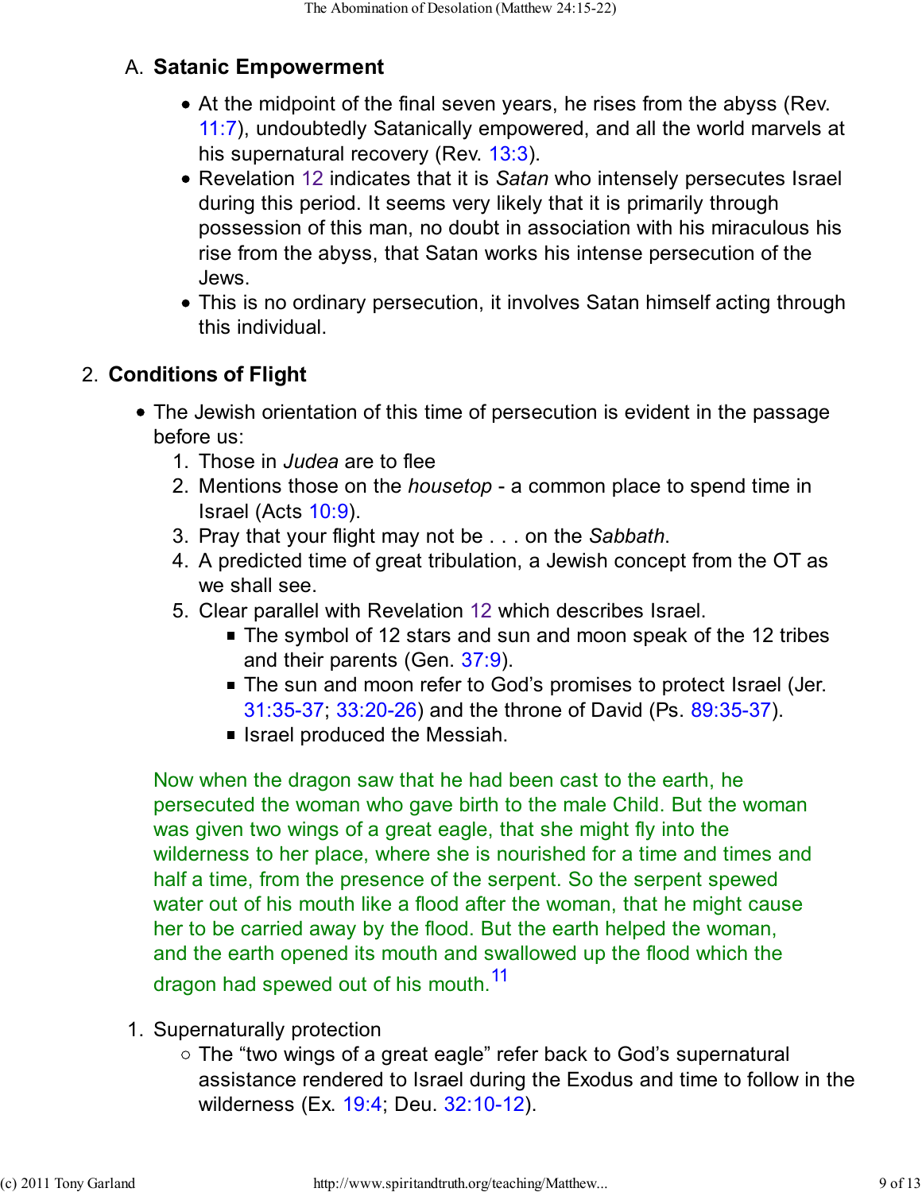### A. Satanic Empowerment

- At the midpoint of the final seven years, he rises from the abyss (Rev. 11:7), undoubtedly Satanically empowered, and all the world marvels at his supernatural recovery (Rev. 13:3).
- Revelation 12 indicates that it is *Satan* who intensely persecutes Israel during this period. It seems very likely that it is primarily through possession of this man, no doubt in association with his miraculous his rise from the abyss, that Satan works his intense persecution of the Jews.
- This is no ordinary persecution, it involves Satan himself acting through this individual.

## 2. Conditions of Flight

- The Jewish orientation of this time of persecution is evident in the passage before us:
  1. Those in *Judea* are to flee
  2. Mentions those on the *housetop* - a common place to spend time in Israel (Acts 10:9).
  3. Pray that your flight may not be . . . on the *Sabbath*.
  4. A predicted time of great tribulation, a Jewish concept from the OT as we shall see.
  5. Clear parallel with Revelation 12 which describes Israel.
     - The symbol of 12 stars and sun and moon speak of the 12 tribes and their parents (Gen. 37:9).
     - The sun and moon refer to God's promises to protect Israel (Jer. 31:35-37; 33:20-26) and the throne of David (Ps. 89:35-37).
     - Israel produced the Messiah.

Now when the dragon saw that he had been cast to the earth, he persecuted the woman who gave birth to the male Child. But the woman was given two wings of a great eagle, that she might fly into the wilderness to her place, where she is nourished for a time and times and half a time, from the presence of the serpent. So the serpent spewed water out of his mouth like a flood after the woman, that he might cause her to be carried away by the flood. But the earth helped the woman, and the earth opened its mouth and swallowed up the flood which the dragon had spewed out of his mouth.[11]

1. Supernaturally protection
   - The "two wings of a great eagle" refer back to God's supernatural assistance rendered to Israel during the Exodus and time to follow in the wilderness (Ex. 19:4; Deu. 32:10-12).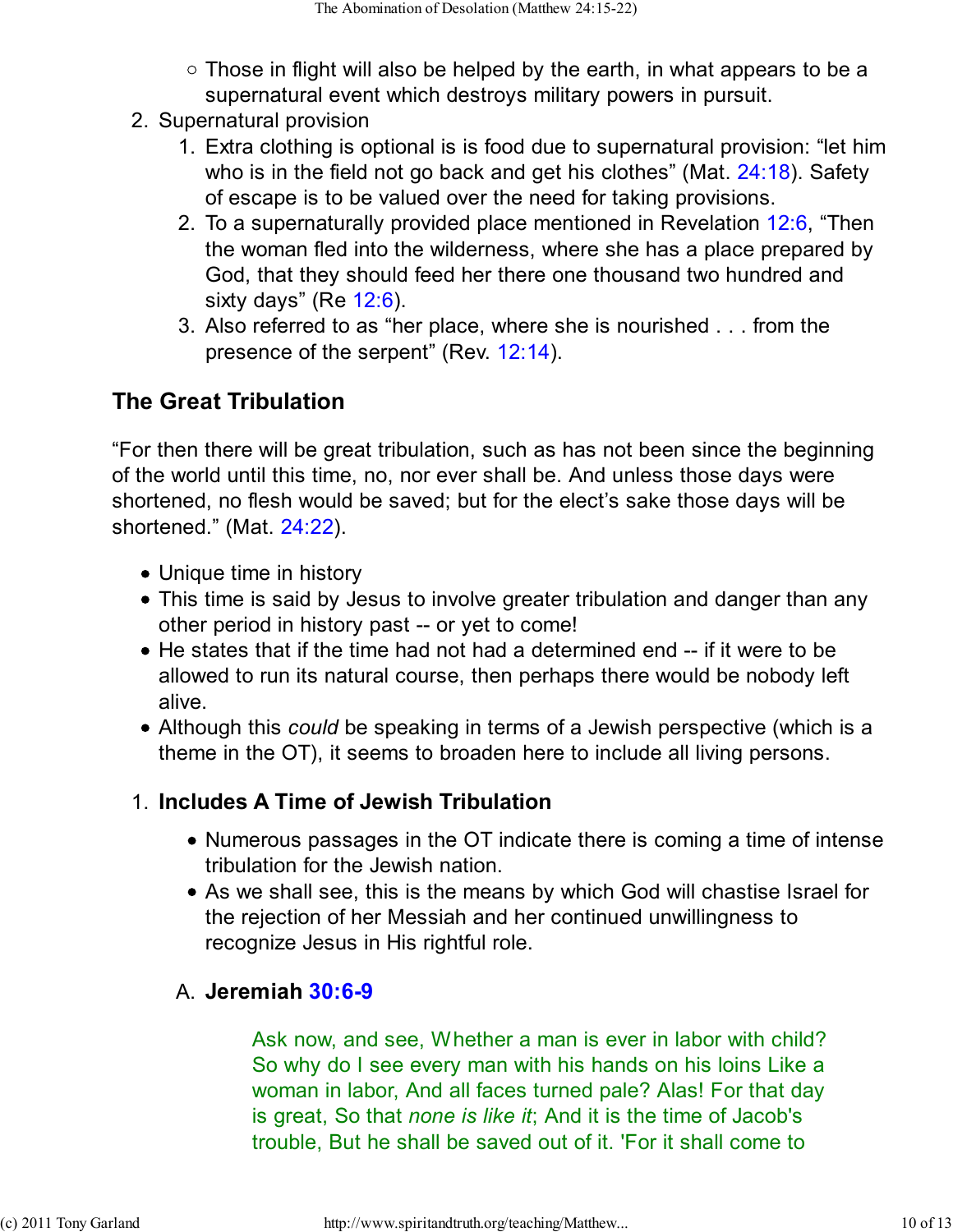- Those in flight will also be helped by the earth, in what appears to be a supernatural event which destroys military powers in pursuit.

2. Supernatural provision
   1. Extra clothing is optional is is food due to supernatural provision: "let him who is in the field not go back and get his clothes" (Mat. 24:18). Safety of escape is to be valued over the need for taking provisions.
   2. To a supernaturally provided place mentioned in Revelation 12:6, "Then the woman fled into the wilderness, where she has a place prepared by God, that they should feed her there one thousand two hundred and sixty days" (Re 12:6).
   3. Also referred to as "her place, where she is nourished . . . from the presence of the serpent" (Rev. 12:14).

## The Great Tribulation

"For then there will be great tribulation, such as has not been since the beginning of the world until this time, no, nor ever shall be. And unless those days were shortened, no flesh would be saved; but for the elect's sake those days will be shortened." (Mat. 24:22).

- Unique time in history
- This time is said by Jesus to involve greater tribulation and danger than any other period in history past -- or yet to come!
- He states that if the time had not had a determined end -- if it were to be allowed to run its natural course, then perhaps there would be nobody left alive.
- Although this *could* be speaking in terms of a Jewish perspective (which is a theme in the OT), it seems to broaden here to include all living persons.

1. **Includes A Time of Jewish Tribulation**
   - Numerous passages in the OT indicate there is coming a time of intense tribulation for the Jewish nation.
   - As we shall see, this is the means by which God will chastise Israel for the rejection of her Messiah and her continued unwillingness to recognize Jesus in His rightful role.

   A. **Jeremiah 30:6-9**

   > Ask now, and see, Whether a man is ever in labor with child? So why do I see every man with his hands on his loins Like a woman in labor, And all faces turned pale? Alas! For that day is great, So that *none is like it*; And it is the time of Jacob's trouble, But he shall be saved out of it. 'For it shall come to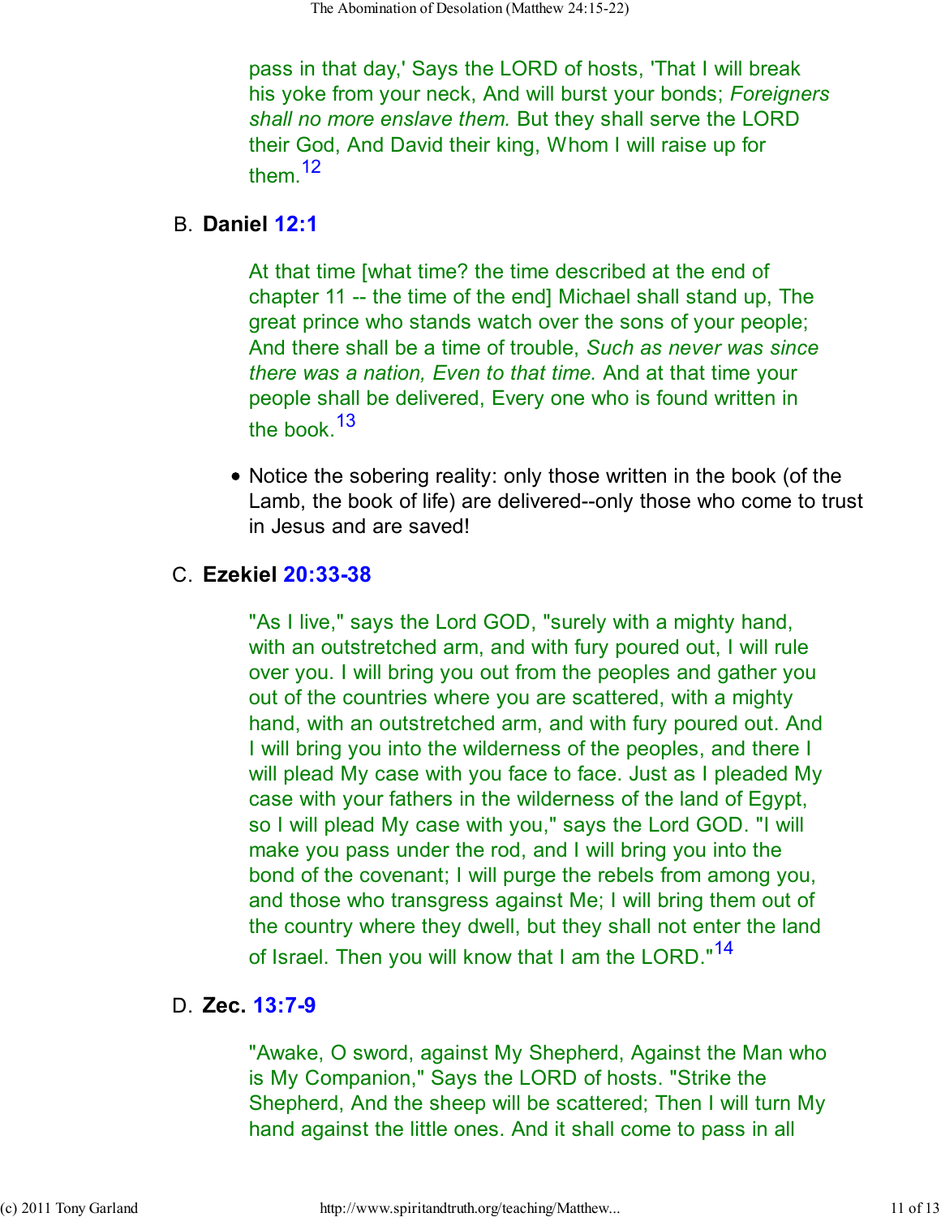pass in that day,' Says the LORD of hosts, 'That I will break his yoke from your neck, And will burst your bonds; *Foreigners shall no more enslave them.* But they shall serve the LORD their God, And David their king, Whom I will raise up for them.[12]

B. **Daniel 12:1**

> At that time [what time? the time described at the end of chapter 11 -- the time of the end] Michael shall stand up, The great prince who stands watch over the sons of your people; And there shall be a time of trouble, *Such as never was since there was a nation, Even to that time.* And at that time your people shall be delivered, Every one who is found written in the book.[13]

- Notice the sobering reality: only those written in the book (of the Lamb, the book of life) are delivered--only those who come to trust in Jesus and are saved!

C. **Ezekiel 20:33-38**

> "As I live," says the Lord GOD, "surely with a mighty hand, with an outstretched arm, and with fury poured out, I will rule over you. I will bring you out from the peoples and gather you out of the countries where you are scattered, with a mighty hand, with an outstretched arm, and with fury poured out. And I will bring you into the wilderness of the peoples, and there I will plead My case with you face to face. Just as I pleaded My case with your fathers in the wilderness of the land of Egypt, so I will plead My case with you," says the Lord GOD. "I will make you pass under the rod, and I will bring you into the bond of the covenant; I will purge the rebels from among you, and those who transgress against Me; I will bring them out of the country where they dwell, but they shall not enter the land of Israel. Then you will know that I am the LORD."[14]

D. **Zec. 13:7-9**

> "Awake, O sword, against My Shepherd, Against the Man who is My Companion," Says the LORD of hosts. "Strike the Shepherd, And the sheep will be scattered; Then I will turn My hand against the little ones. And it shall come to pass in all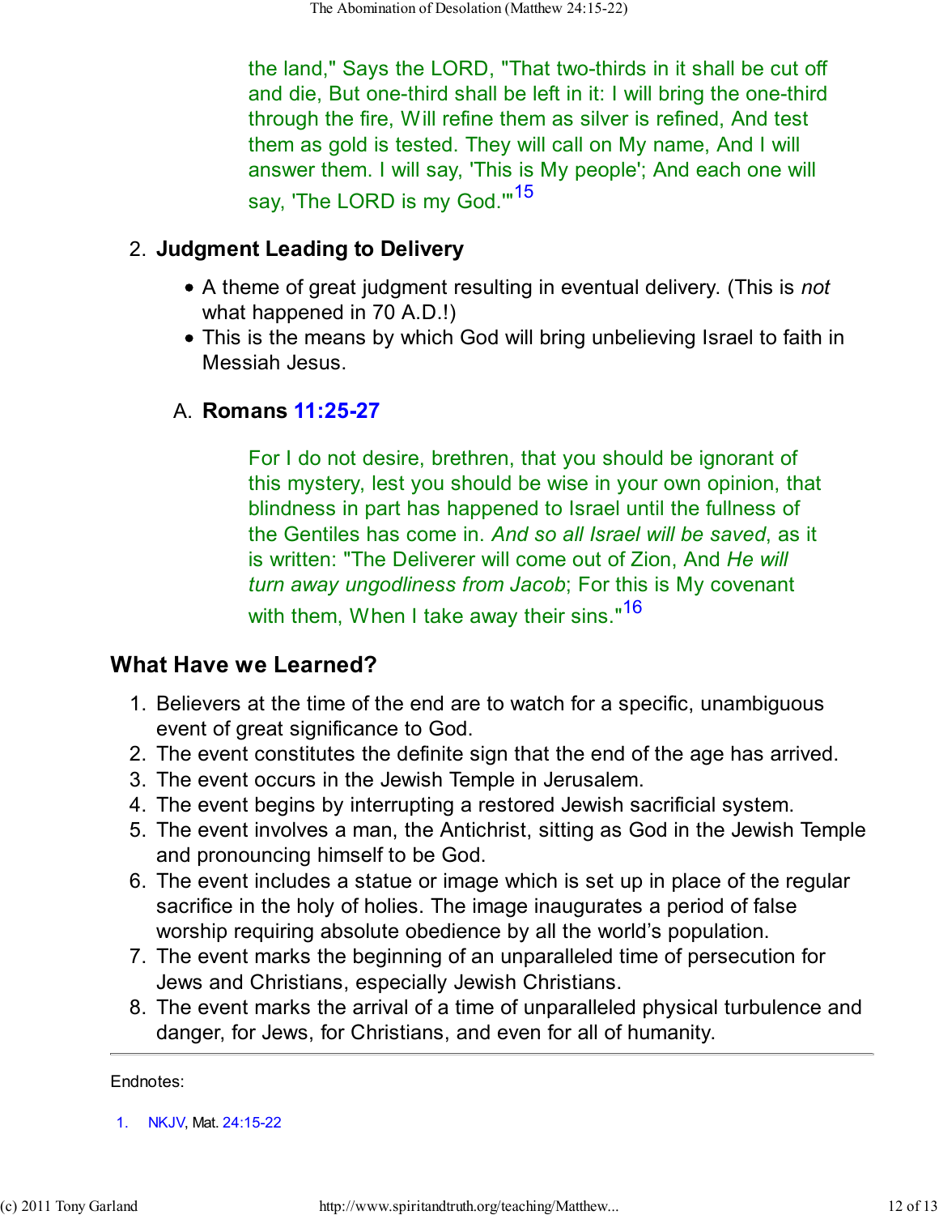the land," Says the LORD, "That two-thirds in it shall be cut off and die, But one-third shall be left in it: I will bring the one-third through the fire, Will refine them as silver is refined, And test them as gold is tested. They will call on My name, And I will answer them. I will say, 'This is My people'; And each one will say, 'The LORD is my God.'"[15]

2. **Judgment Leading to Delivery**

    - A theme of great judgment resulting in eventual delivery. (This is *not* what happened in 70 A.D.!)
    - This is the means by which God will bring unbelieving Israel to faith in Messiah Jesus.

    A. **Romans 11:25-27**

    > For I do not desire, brethren, that you should be ignorant of this mystery, lest you should be wise in your own opinion, that blindness in part has happened to Israel until the fullness of the Gentiles has come in. *And so all Israel will be saved*, as it is written: "The Deliverer will come out of Zion, And *He will turn away ungodliness from Jacob*; For this is My covenant with them, When I take away their sins."[16]

## What Have we Learned?

1. Believers at the time of the end are to watch for a specific, unambiguous event of great significance to God.
2. The event constitutes the definite sign that the end of the age has arrived.
3. The event occurs in the Jewish Temple in Jerusalem.
4. The event begins by interrupting a restored Jewish sacrificial system.
5. The event involves a man, the Antichrist, sitting as God in the Jewish Temple and pronouncing himself to be God.
6. The event includes a statue or image which is set up in place of the regular sacrifice in the holy of holies. The image inaugurates a period of false worship requiring absolute obedience by all the world's population.
7. The event marks the beginning of an unparalleled time of persecution for Jews and Christians, especially Jewish Christians.
8. The event marks the arrival of a time of unparalleled physical turbulence and danger, for Jews, for Christians, and even for all of humanity.

---

Endnotes:

1. NKJV, Mat. 24:15-22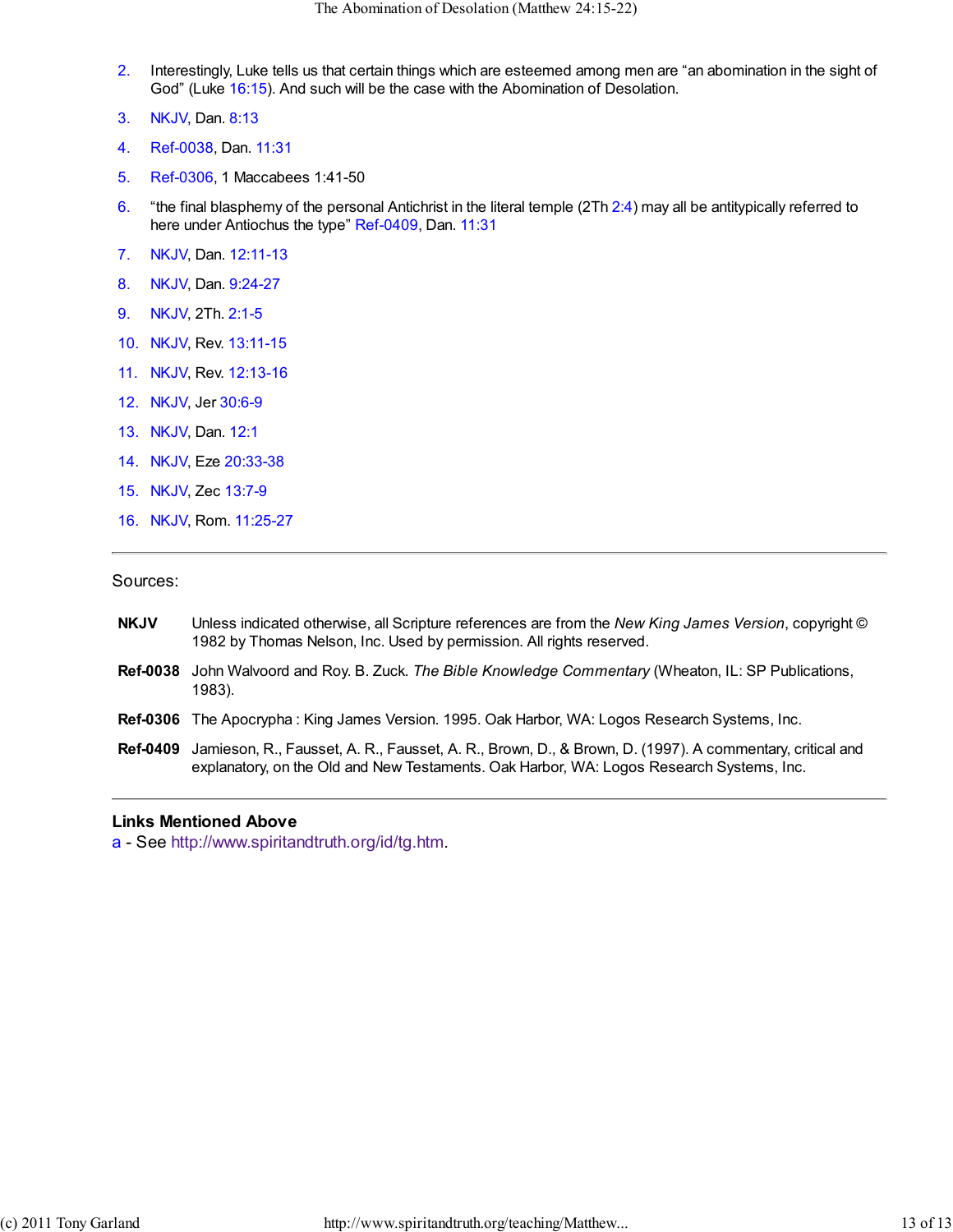2. Interestingly, Luke tells us that certain things which are esteemed among men are "an abomination in the sight of God" (Luke 16:15). And such will be the case with the Abomination of Desolation.
3. NKJV, Dan. 8:13
4. Ref-0038, Dan. 11:31
5. Ref-0306, 1 Maccabees 1:41-50
6. "the final blasphemy of the personal Antichrist in the literal temple (2Th 2:4) may all be antitypically referred to here under Antiochus the type" Ref-0409, Dan. 11:31
7. NKJV, Dan. 12:11-13
8. NKJV, Dan. 9:24-27
9. NKJV, 2Th. 2:1-5
10. NKJV, Rev. 13:11-15
11. NKJV, Rev. 12:13-16
12. NKJV, Jer 30:6-9
13. NKJV, Dan. 12:1
14. NKJV, Eze 20:33-38
15. NKJV, Zec 13:7-9
16. NKJV, Rom. 11:25-27

---

Sources:

**NKJV** Unless indicated otherwise, all Scripture references are from the *New King James Version*, copyright © 1982 by Thomas Nelson, Inc. Used by permission. All rights reserved.

**Ref-0038** John Walvoord and Roy. B. Zuck. *The Bible Knowledge Commentary* (Wheaton, IL: SP Publications, 1983).

**Ref-0306** The Apocrypha : King James Version. 1995. Oak Harbor, WA: Logos Research Systems, Inc.

**Ref-0409** Jamieson, R., Fausset, A. R., Fausset, A. R., Brown, D., & Brown, D. (1997). A commentary, critical and explanatory, on the Old and New Testaments. Oak Harbor, WA: Logos Research Systems, Inc.

---

**Links Mentioned Above**

a - See http://www.spiritandtruth.org/id/tg.htm.